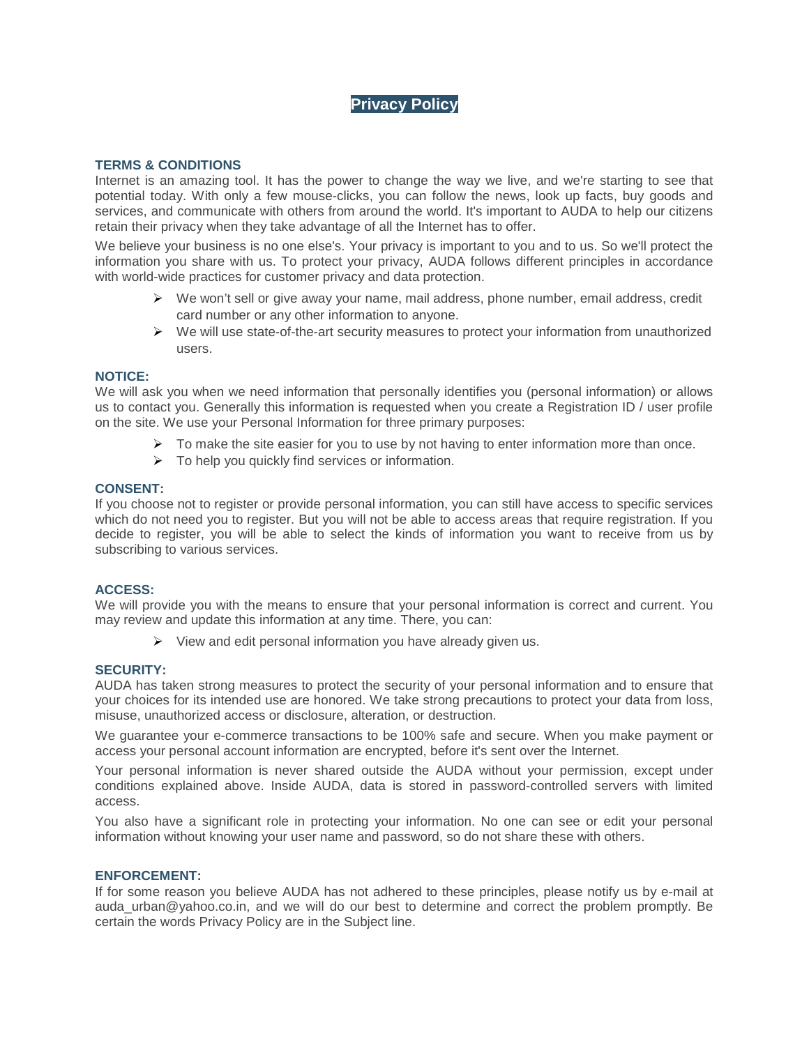# Privacy Policy

## TERMS & CONDITIONS

Internet is an amazing tool. It has the power to change the way we live, and we're starting to see that potential today. With only a few mouse-clicks, you can follow the news, look up facts, buy goods and services, and communicate with others from around the world. It's important to AUDA to help our citizens retain their privacy when they take advantage of all the Internet has to offer.

We believe your business is no one else's. Your privacy is important to you and to us. So we'll protect the information you share with us. To protect your privacy, AUDA follows different principles in accordance with world-wide practices for customer privacy and data protection.

- We won't sell or give away your name, mail address, phone number, email address, credit card number or any other information to anyone.
- We will use state-of-the-art security measures to protect your information from unauthorized users.

## NOTICE:

We will ask you when we need information that personally identifies you (personal information) or allows us to contact you. Generally this information is requested when you create a Registration ID / user profile on the site. We use your Personal Information for three primary purposes:

- To make the site easier for you to use by not having to enter information more than once.
- To help you quickly find services or information.

## CONSENT:

If you choose not to register or provide personal information, you can still have access to specific services which do not need you to register. But you will not be able to access areas that require registration. If you decide to register, you will be able to select the kinds of information you want to receive from us by subscribing to various services.

## ACCESS:

We will provide you with the means to ensure that your personal information is correct and current. You may review and update this information at any time. There, you can:

- View and edit personal information you have already given us.

## SECURITY:

AUDA has taken strong measures to protect the security of your personal information and to ensure that your choices for its intended use are honored. We take strong precautions to protect your data from loss, misuse, unauthorized access or disclosure, alteration, or destruction.

We guarantee your e-commerce transactions to be 100% safe and secure. When you make payment or access your personal account information are encrypted, before it's sent over the Internet.

Your personal information is never shared outside the AUDA without your permission, except under conditions explained above. Inside AUDA, data is stored in password-controlled servers with limited access.

You also have a significant role in protecting your information. No one can see or edit your personal information without knowing your user name and password, so do not share these with others.

## ENFORCEMENT:

If for some reason you believe AUDA has not adhered to these principles, please notify us by e-mail at auda_urban@yahoo.co.in, and we will do our best to determine and correct the problem promptly. Be certain the words Privacy Policy are in the Subject line.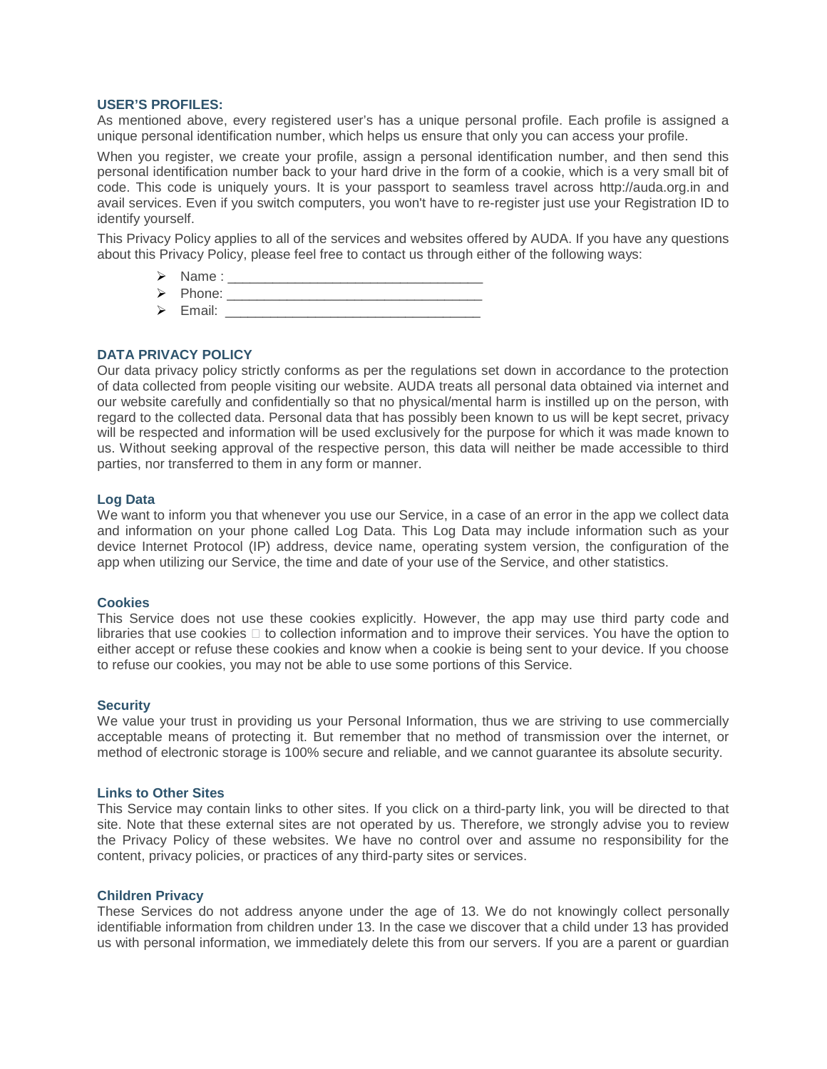### USER'S PROFILES:

As mentioned above, every registered user's has a unique personal profile. Each profile is assigned a unique personal identification number, which helps us ensure that only you can access your profile.

When you register, we create your profile, assign a personal identification number, and then send this personal identification number back to your hard drive in the form of a cookie, which is a very small bit of code. This code is uniquely yours. It is your passport to seamless travel across http://auda.org.in and avail services. Even if you switch computers, you won't have to re-register just use your Registration ID to identify yourself.

This Privacy Policy applies to all of the services and websites offered by AUDA. If you have any questions about this Privacy Policy, please feel free to contact us through either of the following ways:

- Name : ________________________________
- Phone: ________________________________
- Email: ________________________________

### DATA PRIVACY POLICY

Our data privacy policy strictly conforms as per the regulations set down in accordance to the protection of data collected from people visiting our website. AUDA treats all personal data obtained via internet and our website carefully and confidentially so that no physical/mental harm is instilled up on the person, with regard to the collected data. Personal data that has possibly been known to us will be kept secret, privacy will be respected and information will be used exclusively for the purpose for which it was made known to us. Without seeking approval of the respective person, this data will neither be made accessible to third parties, nor transferred to them in any form or manner.

#### Log Data

We want to inform you that whenever you use our Service, in a case of an error in the app we collect data and information on your phone called Log Data. This Log Data may include information such as your device Internet Protocol (IP) address, device name, operating system version, the configuration of the app when utilizing our Service, the time and date of your use of the Service, and other statistics.

#### Cookies

This Service does not use these cookies explicitly. However, the app may use third party code and libraries that use cookies  to collection information and to improve their services. You have the option to either accept or refuse these cookies and know when a cookie is being sent to your device. If you choose to refuse our cookies, you may not be able to use some portions of this Service.

#### Security

We value your trust in providing us your Personal Information, thus we are striving to use commercially acceptable means of protecting it. But remember that no method of transmission over the internet, or method of electronic storage is 100% secure and reliable, and we cannot guarantee its absolute security.

#### Links to Other Sites

This Service may contain links to other sites. If you click on a third-party link, you will be directed to that site. Note that these external sites are not operated by us. Therefore, we strongly advise you to review the Privacy Policy of these websites. We have no control over and assume no responsibility for the content, privacy policies, or practices of any third-party sites or services.

#### Children Privacy

These Services do not address anyone under the age of 13. We do not knowingly collect personally identifiable information from children under 13. In the case we discover that a child under 13 has provided us with personal information, we immediately delete this from our servers. If you are a parent or guardian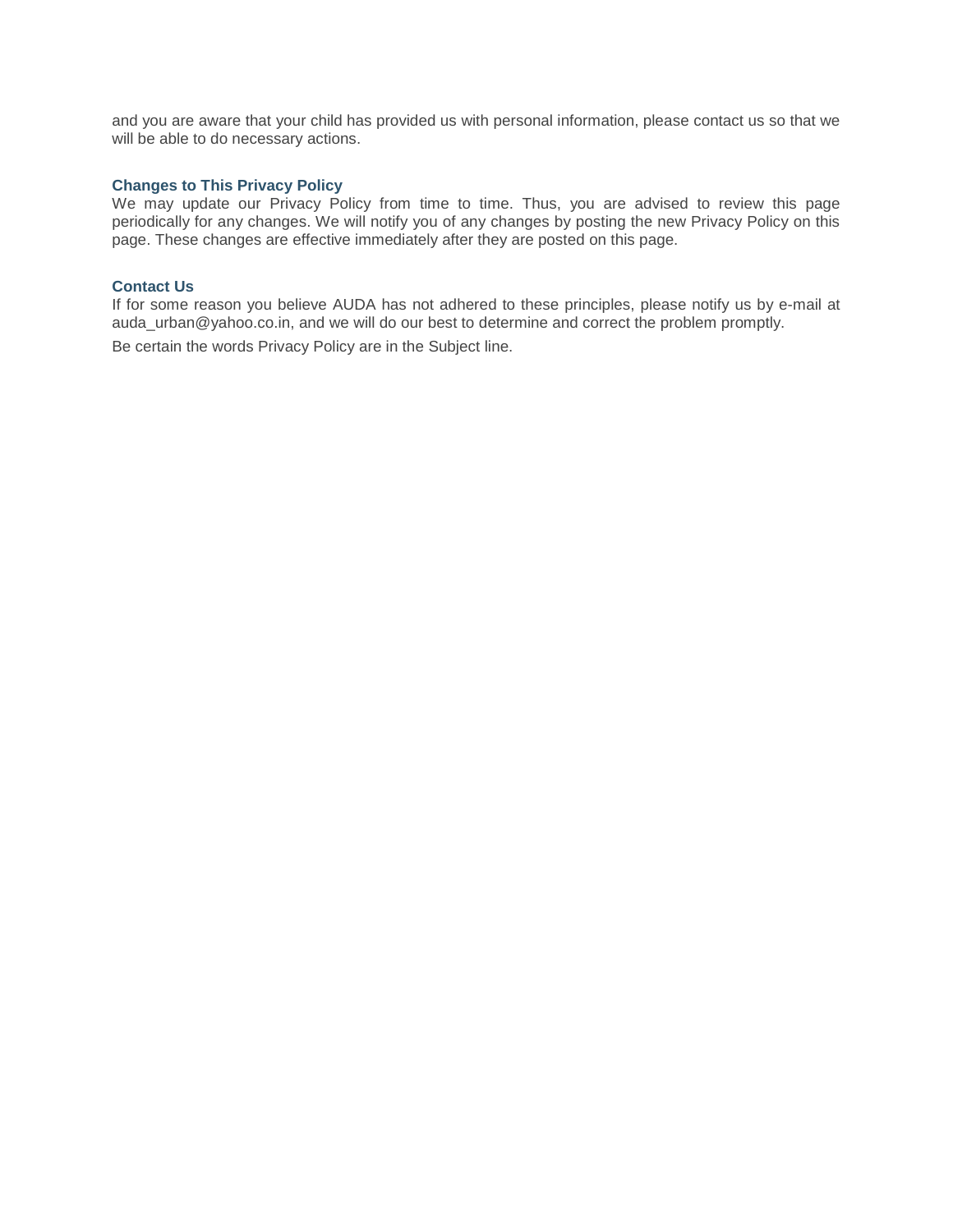and you are aware that your child has provided us with personal information, please contact us so that we will be able to do necessary actions.

### Changes to This Privacy Policy

We may update our Privacy Policy from time to time. Thus, you are advised to review this page periodically for any changes. We will notify you of any changes by posting the new Privacy Policy on this page. These changes are effective immediately after they are posted on this page.

### Contact Us

If for some reason you believe AUDA has not adhered to these principles, please notify us by e-mail at auda_urban@yahoo.co.in, and we will do our best to determine and correct the problem promptly.

Be certain the words Privacy Policy are in the Subject line.